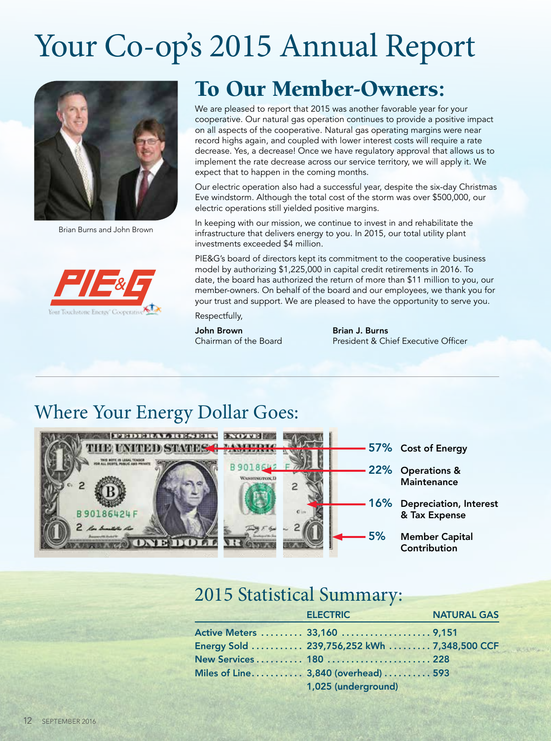# Your Co-op's 2015 Annual Report

Brian Burns and John Brown

PIE&G
Your Touchstone Energy Cooperative

## To Our Member-Owners:

We are pleased to report that 2015 was another favorable year for your cooperative. Our natural gas operation continues to provide a positive impact on all aspects of the cooperative. Natural gas operating margins were near record highs again, and coupled with lower interest costs will require a rate decrease. Yes, a decrease! Once we have regulatory approval that allows us to implement the rate decrease across our service territory, we will apply it. We expect that to happen in the coming months.

Our electric operation also had a successful year, despite the six-day Christmas Eve windstorm. Although the total cost of the storm was over $500,000, our electric operations still yielded positive margins.

In keeping with our mission, we continue to invest in and rehabilitate the infrastructure that delivers energy to you. In 2015, our total utility plant investments exceeded $4 million.

PIE&G's board of directors kept its commitment to the cooperative business model by authorizing $1,225,000 in capital credit retirements in 2016. To date, the board has authorized the return of more than $11 million to you, our member-owners. On behalf of the board and our employees, we thank you for your trust and support. We are pleased to have the opportunity to serve you.

Respectfully,

**John Brown**
Chairman of the Board

**Brian J. Burns**
President & Chief Executive Officer

## Where Your Energy Dollar Goes:

- **57%** Cost of Energy
- **22%** Operations & Maintenance
- **16%** Depreciation, Interest & Tax Expense
- **5%** Member Capital Contribution

## 2015 Statistical Summary:

| | ELECTRIC | NATURAL GAS |
|---|---|---|
| Active Meters | 33,160 | 9,151 |
| Energy Sold | 239,756,252 kWh | 7,348,500 CCF |
| New Services | 180 | 228 |
| Miles of Line | 3,840 (overhead) | 593 |
| | 1,025 (underground) | |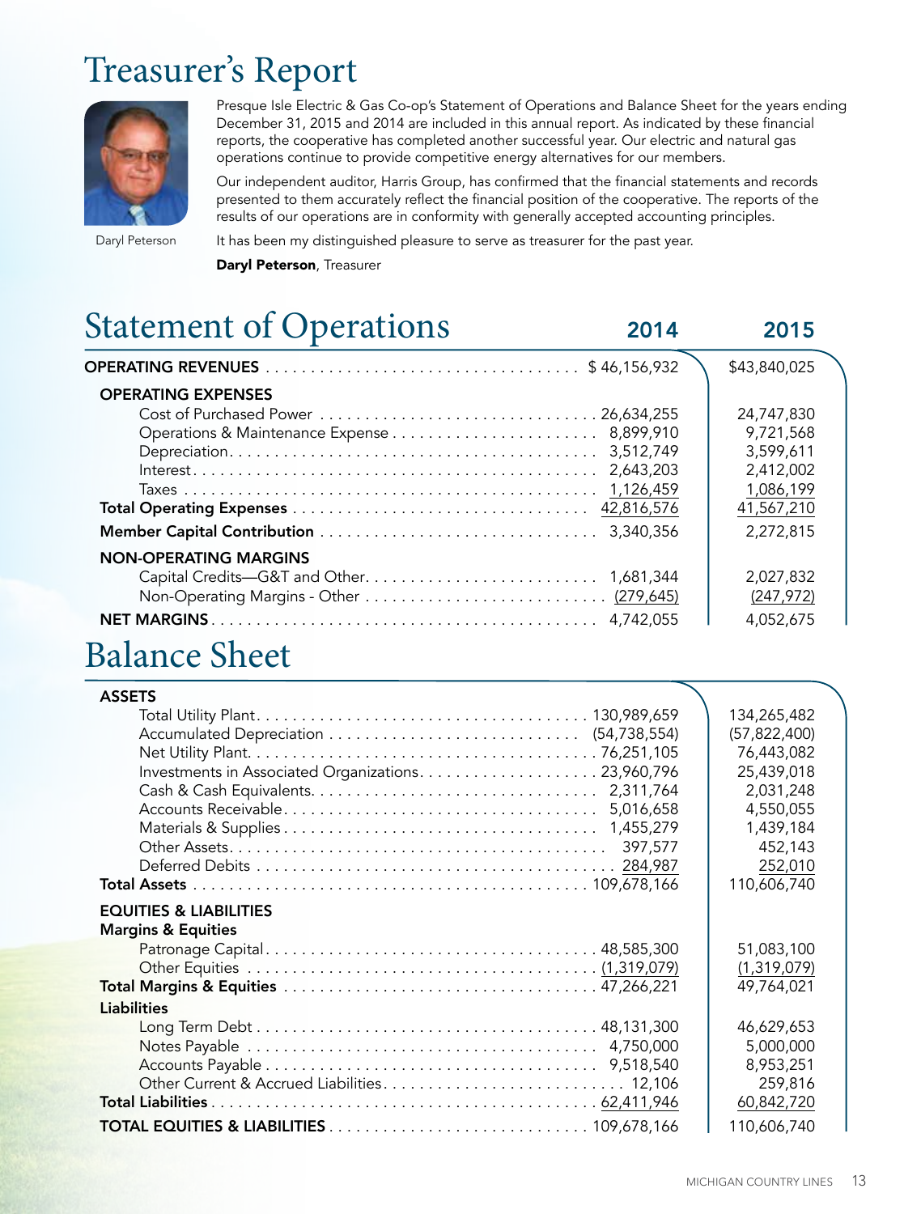# Treasurer's Report

Daryl Peterson

Presque Isle Electric & Gas Co-op's Statement of Operations and Balance Sheet for the years ending December 31, 2015 and 2014 are included in this annual report. As indicated by these financial reports, the cooperative has completed another successful year. Our electric and natural gas operations continue to provide competitive energy alternatives for our members.

Our independent auditor, Harris Group, has confirmed that the financial statements and records presented to them accurately reflect the financial position of the cooperative. The reports of the results of our operations are in conformity with generally accepted accounting principles.

It has been my distinguished pleasure to serve as treasurer for the past year.

**Daryl Peterson**, Treasurer

# Statement of Operations

| | 2014 | 2015 |
|---|---|---|
| **OPERATING REVENUES** | $ 46,156,932 | $43,840,025 |
| **OPERATING EXPENSES** | | |
| Cost of Purchased Power | 26,634,255 | 24,747,830 |
| Operations & Maintenance Expense | 8,899,910 | 9,721,568 |
| Depreciation | 3,512,749 | 3,599,611 |
| Interest | 2,643,203 | 2,412,002 |
| Taxes | 1,126,459 | 1,086,199 |
| **Total Operating Expenses** | 42,816,576 | 41,567,210 |
| **Member Capital Contribution** | 3,340,356 | 2,272,815 |
| **NON-OPERATING MARGINS** | | |
| Capital Credits—G&T and Other | 1,681,344 | 2,027,832 |
| Non-Operating Margins - Other | (279,645) | (247,972) |
| **NET MARGINS** | 4,742,055 | 4,052,675 |

# Balance Sheet

| | 2014 | 2015 |
|---|---|---|
| **ASSETS** | | |
| Total Utility Plant | 130,989,659 | 134,265,482 |
| Accumulated Depreciation | (54,738,554) | (57,822,400) |
| Net Utility Plant | 76,251,105 | 76,443,082 |
| Investments in Associated Organizations | 23,960,796 | 25,439,018 |
| Cash & Cash Equivalents | 2,311,764 | 2,031,248 |
| Accounts Receivable | 5,016,658 | 4,550,055 |
| Materials & Supplies | 1,455,279 | 1,439,184 |
| Other Assets | 397,577 | 452,143 |
| Deferred Debits | 284,987 | 252,010 |
| **Total Assets** | 109,678,166 | 110,606,740 |
| **EQUITIES & LIABILITIES** | | |
| **Margins & Equities** | | |
| Patronage Capital | 48,585,300 | 51,083,100 |
| Other Equities | (1,319,079) | (1,319,079) |
| **Total Margins & Equities** | 47,266,221 | 49,764,021 |
| **Liabilities** | | |
| Long Term Debt | 48,131,300 | 46,629,653 |
| Notes Payable | 4,750,000 | 5,000,000 |
| Accounts Payable | 9,518,540 | 8,953,251 |
| Other Current & Accrued Liabilities | 12,106 | 259,816 |
| **Total Liabilities** | 62,411,946 | 60,842,720 |
| **TOTAL EQUITIES & LIABILITIES** | 109,678,166 | 110,606,740 |